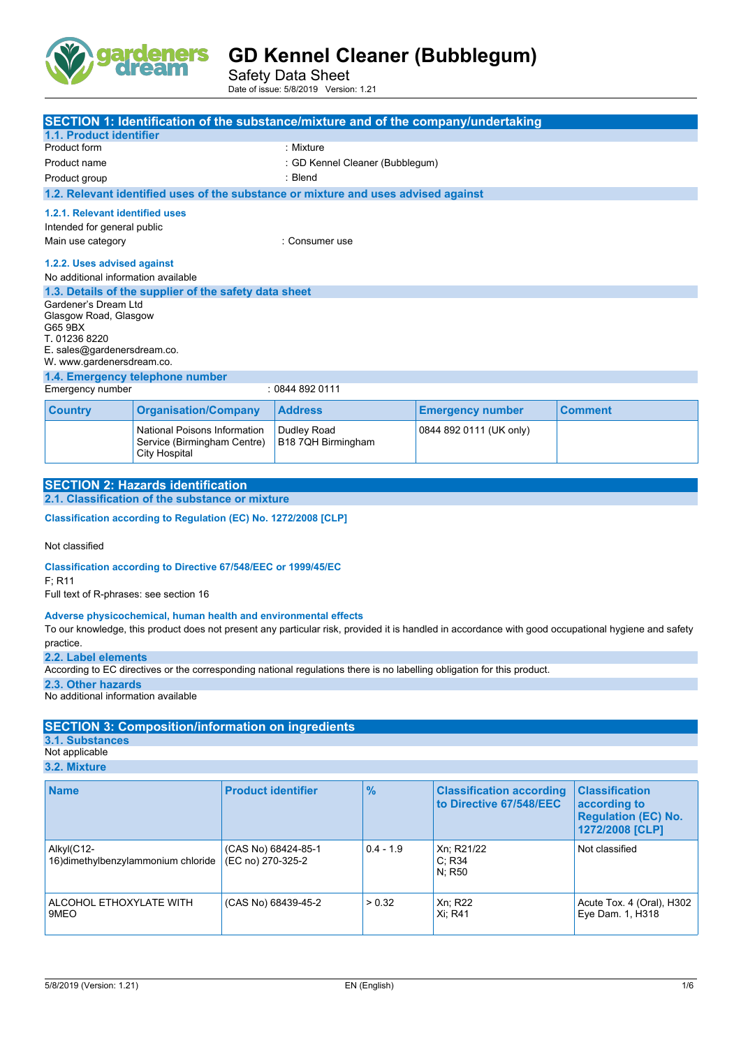# GD Kennel Cleaner (Bubblegum)

Safety Data Sheet

Date of issue: 5/8/2019 Version: 1.21

## SECTION 1: Identification of the substance/mixture and of the company/undertaking

### 1.1. Product identifier

Product form : Mixture

Product name : GD Kennel Cleaner (Bubblegum)

Product group : Blend

### 1.2. Relevant identified uses of the substance or mixture and uses advised against

#### 1.2.1. Relevant identified uses

Intended for general public

Main use category : Consumer use

#### 1.2.2. Uses advised against

No additional information available

### 1.3. Details of the supplier of the safety data sheet

Gardener's Dream Ltd
Glasgow Road, Glasgow
G65 9BX
T. 01236 8220
E. sales@gardenersdream.co.
W. www.gardenersdream.co.

### 1.4. Emergency telephone number

Emergency number : 0844 892 0111

| Country | Organisation/Company | Address | Emergency number | Comment |
|---|---|---|---|---|
| | National Poisons Information Service (Birmingham Centre) City Hospital | Dudley Road B18 7QH Birmingham | 0844 892 0111 (UK only) | |

## SECTION 2: Hazards identification

### 2.1. Classification of the substance or mixture

**Classification according to Regulation (EC) No. 1272/2008 [CLP]**

Not classified

**Classification according to Directive 67/548/EEC or 1999/45/EC**

F; R11

Full text of R-phrases: see section 16

**Adverse physicochemical, human health and environmental effects**

To our knowledge, this product does not present any particular risk, provided it is handled in accordance with good occupational hygiene and safety practice.

### 2.2. Label elements

According to EC directives or the corresponding national regulations there is no labelling obligation for this product.

### 2.3. Other hazards

No additional information available

## SECTION 3: Composition/information on ingredients

### 3.1. Substances

Not applicable

### 3.2. Mixture

| Name | Product identifier | % | Classification according to Directive 67/548/EEC | Classification according to Regulation (EC) No. 1272/2008 [CLP] |
|---|---|---|---|---|
| Alkyl(C12-16)dimethylbenzylammonium chloride | (CAS No) 68424-85-1<br>(EC no) 270-325-2 | 0.4 - 1.9 | Xn; R21/22<br>C; R34<br>N; R50 | Not classified |
| ALCOHOL ETHOXYLATE WITH 9MEO | (CAS No) 68439-45-2 | > 0.32 | Xn; R22<br>Xi; R41 | Acute Tox. 4 (Oral), H302<br>Eye Dam. 1, H318 |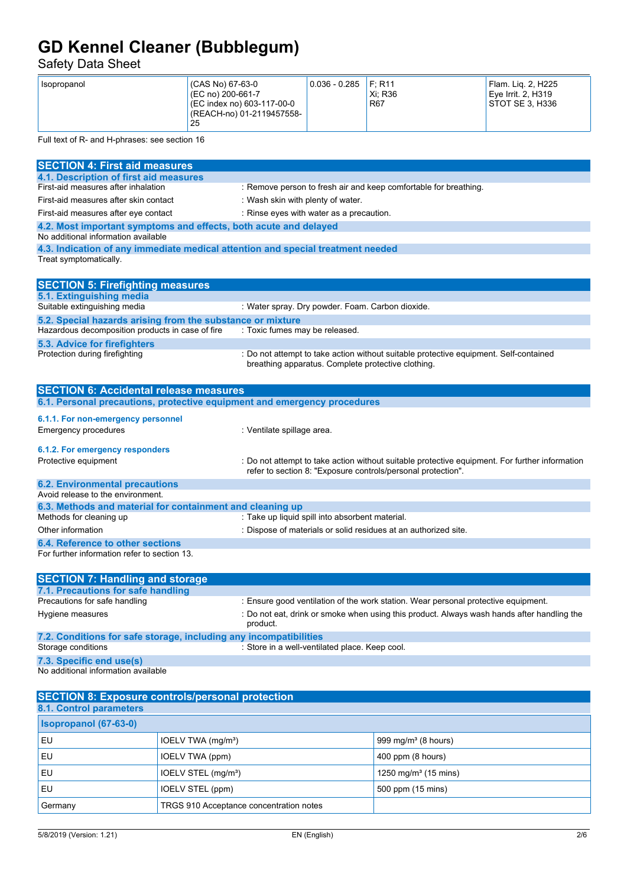| Isopropanol | (CAS No) 67-63-0<br>(EC no) 200-661-7<br>(EC index no) 603-117-00-0<br>(REACH-no) 01-2119457558-25 | 0.036 - 0.285 | F; R11<br>Xi; R36<br>R67 | Flam. Liq. 2, H225<br>Eye Irrit. 2, H319<br>STOT SE 3, H336 |
|---|---|---|---|---|

Full text of R- and H-phrases: see section 16

## SECTION 4: First aid measures

### 4.1. Description of first aid measures

First-aid measures after inhalation : Remove person to fresh air and keep comfortable for breathing.

First-aid measures after skin contact : Wash skin with plenty of water.

First-aid measures after eye contact : Rinse eyes with water as a precaution.

### 4.2. Most important symptoms and effects, both acute and delayed

No additional information available

### 4.3. Indication of any immediate medical attention and special treatment needed

Treat symptomatically.

## SECTION 5: Firefighting measures

### 5.1. Extinguishing media

Suitable extinguishing media : Water spray. Dry powder. Foam. Carbon dioxide.

### 5.2. Special hazards arising from the substance or mixture

Hazardous decomposition products in case of fire : Toxic fumes may be released.

### 5.3. Advice for firefighters

Protection during firefighting : Do not attempt to take action without suitable protective equipment. Self-contained breathing apparatus. Complete protective clothing.

## SECTION 6: Accidental release measures

### 6.1. Personal precautions, protective equipment and emergency procedures

#### 6.1.1. For non-emergency personnel

Emergency procedures : Ventilate spillage area.

#### 6.1.2. For emergency responders

Protective equipment : Do not attempt to take action without suitable protective equipment. For further information refer to section 8: "Exposure controls/personal protection".

### 6.2. Environmental precautions

Avoid release to the environment.

### 6.3. Methods and material for containment and cleaning up

Methods for cleaning up : Take up liquid spill into absorbent material.

Other information : Dispose of materials or solid residues at an authorized site.

### 6.4. Reference to other sections

For further information refer to section 13.

## SECTION 7: Handling and storage

### 7.1. Precautions for safe handling

Precautions for safe handling : Ensure good ventilation of the work station. Wear personal protective equipment.

Hygiene measures : Do not eat, drink or smoke when using this product. Always wash hands after handling the product.

### 7.2. Conditions for safe storage, including any incompatibilities

Storage conditions : Store in a well-ventilated place. Keep cool.

### 7.3. Specific end use(s)

No additional information available

## SECTION 8: Exposure controls/personal protection

### 8.1. Control parameters

| Isopropanol (67-63-0) | | |
|---|---|---|
| EU | IOELV TWA (mg/m³) | 999 mg/m³ (8 hours) |
| EU | IOELV TWA (ppm) | 400 ppm (8 hours) |
| EU | IOELV STEL (mg/m³) | 1250 mg/m³ (15 mins) |
| EU | IOELV STEL (ppm) | 500 ppm (15 mins) |
| Germany | TRGS 910 Acceptance concentration notes | |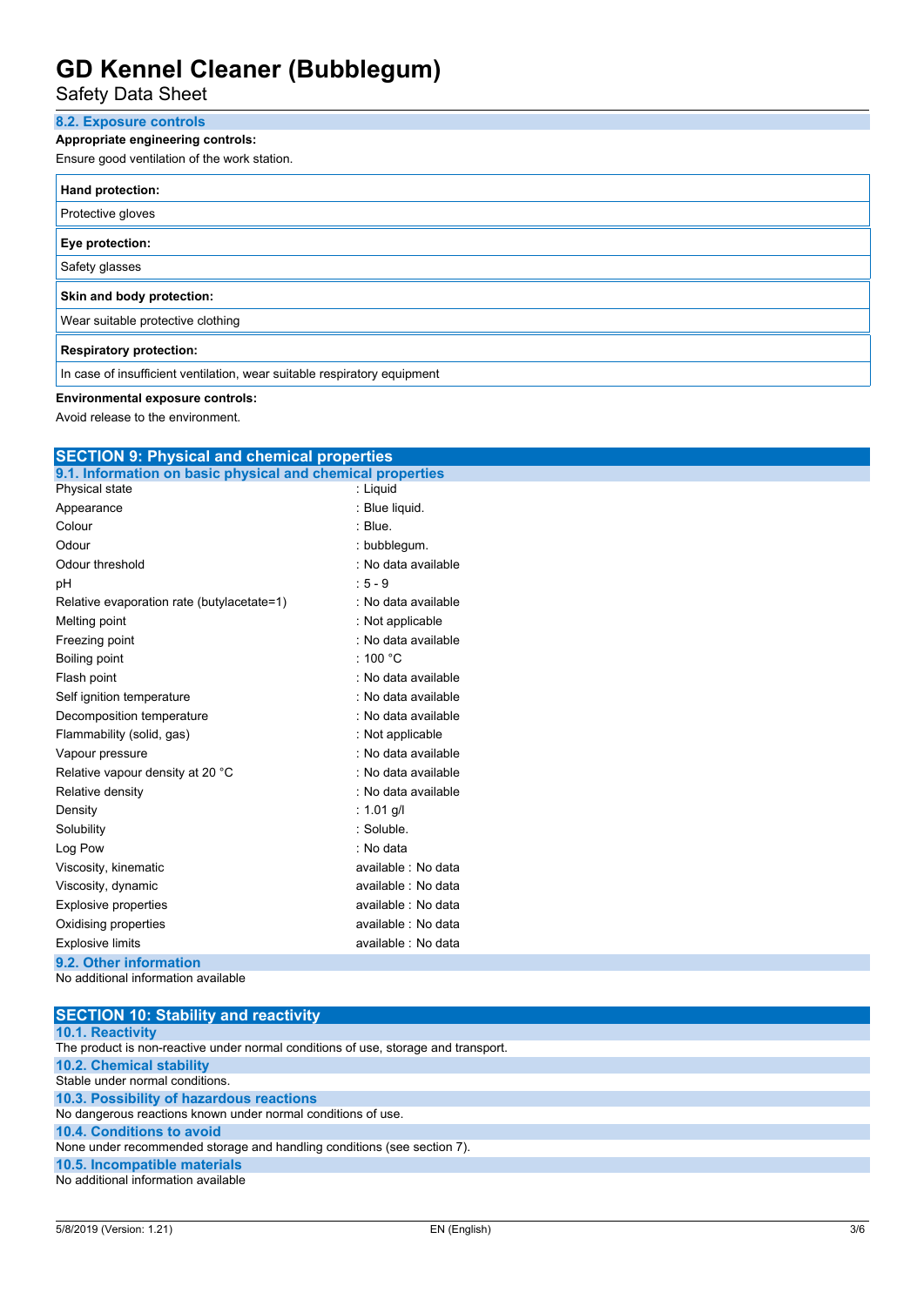### 8.2. Exposure controls

**Appropriate engineering controls:**

Ensure good ventilation of the work station.

| **Hand protection:** |
|---|
| Protective gloves |

| **Eye protection:** |
|---|
| Safety glasses |

| **Skin and body protection:** |
|---|
| Wear suitable protective clothing |

| **Respiratory protection:** |
|---|
| In case of insufficient ventilation, wear suitable respiratory equipment |

**Environmental exposure controls:**

Avoid release to the environment.

## SECTION 9: Physical and chemical properties

### 9.1. Information on basic physical and chemical properties

| | |
|---|---|
| Physical state | : Liquid |
| Appearance | : Blue liquid. |
| Colour | : Blue. |
| Odour | : bubblegum. |
| Odour threshold | : No data available |
| pH | : 5 - 9 |
| Relative evaporation rate (butylacetate=1) | : No data available |
| Melting point | : Not applicable |
| Freezing point | : No data available |
| Boiling point | : 100 °C |
| Flash point | : No data available |
| Self ignition temperature | : No data available |
| Decomposition temperature | : No data available |
| Flammability (solid, gas) | : Not applicable |
| Vapour pressure | : No data available |
| Relative vapour density at 20 °C | : No data available |
| Relative density | : No data available |
| Density | : 1.01 g/l |
| Solubility | : Soluble. |
| Log Pow | : No data |
| Viscosity, kinematic | available : No data |
| Viscosity, dynamic | available : No data |
| Explosive properties | available : No data |
| Oxidising properties | available : No data |
| Explosive limits | available : No data |

### 9.2. Other information

No additional information available

## SECTION 10: Stability and reactivity

### 10.1. Reactivity

The product is non-reactive under normal conditions of use, storage and transport.

### 10.2. Chemical stability

Stable under normal conditions.

### 10.3. Possibility of hazardous reactions

No dangerous reactions known under normal conditions of use.

### 10.4. Conditions to avoid

None under recommended storage and handling conditions (see section 7).

### 10.5. Incompatible materials

No additional information available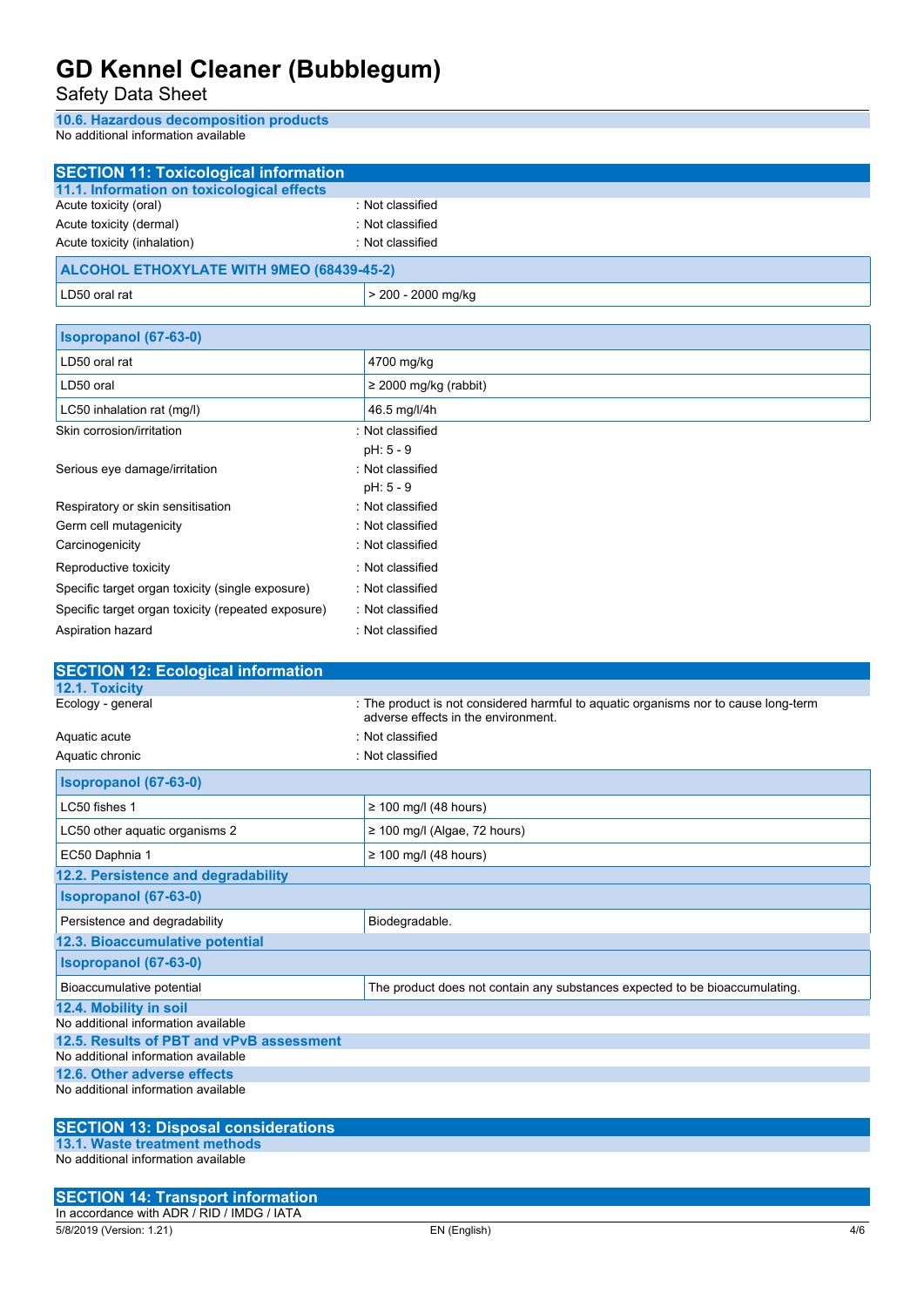### 10.6. Hazardous decomposition products

No additional information available

## SECTION 11: Toxicological information

### 11.1. Information on toxicological effects

Acute toxicity (oral) : Not classified

Acute toxicity (dermal) : Not classified

Acute toxicity (inhalation) : Not classified

| ALCOHOL ETHOXYLATE WITH 9MEO (68439-45-2) | |
|---|---|
| LD50 oral rat | > 200 - 2000 mg/kg |

| Isopropanol (67-63-0) | |
|---|---|
| LD50 oral rat | 4700 mg/kg |
| LD50 oral | ≥ 2000 mg/kg (rabbit) |
| LC50 inhalation rat (mg/l) | 46.5 mg/l/4h |

Skin corrosion/irritation : Not classified

pH: 5 - 9

Serious eye damage/irritation : Not classified

pH: 5 - 9

Respiratory or skin sensitisation : Not classified

Germ cell mutagenicity : Not classified

Carcinogenicity : Not classified

Reproductive toxicity : Not classified

Specific target organ toxicity (single exposure) : Not classified

Specific target organ toxicity (repeated exposure) : Not classified

Aspiration hazard : Not classified

## SECTION 12: Ecological information

### 12.1. Toxicity

Ecology - general : The product is not considered harmful to aquatic organisms nor to cause long-term adverse effects in the environment.

Aquatic acute : Not classified

Aquatic chronic : Not classified

| Isopropanol (67-63-0) | |
|---|---|
| LC50 fishes 1 | ≥ 100 mg/l (48 hours) |
| LC50 other aquatic organisms 2 | ≥ 100 mg/l (Algae, 72 hours) |
| EC50 Daphnia 1 | ≥ 100 mg/l (48 hours) |

### 12.2. Persistence and degradability

| Isopropanol (67-63-0) | |
|---|---|
| Persistence and degradability | Biodegradable. |

### 12.3. Bioaccumulative potential

| Isopropanol (67-63-0) | |
|---|---|
| Bioaccumulative potential | The product does not contain any substances expected to be bioaccumulating. |

### 12.4. Mobility in soil

No additional information available

### 12.5. Results of PBT and vPvB assessment

No additional information available

### 12.6. Other adverse effects

No additional information available

## SECTION 13: Disposal considerations

### 13.1. Waste treatment methods

No additional information available

## SECTION 14: Transport information

In accordance with ADR / RID / IMDG / IATA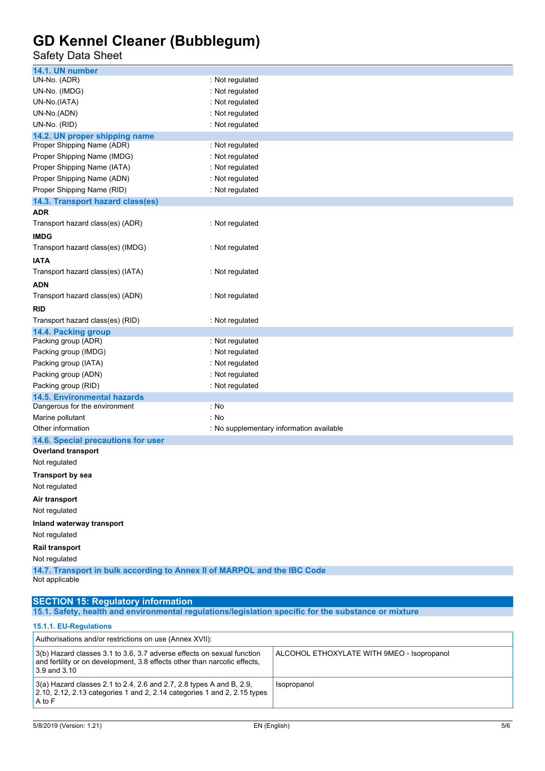### 14.1. UN number

UN-No. (ADR) : Not regulated
UN-No. (IMDG) : Not regulated
UN-No.(IATA) : Not regulated
UN-No.(ADN) : Not regulated
UN-No. (RID) : Not regulated

### 14.2. UN proper shipping name

Proper Shipping Name (ADR) : Not regulated
Proper Shipping Name (IMDG) : Not regulated
Proper Shipping Name (IATA) : Not regulated
Proper Shipping Name (ADN) : Not regulated
Proper Shipping Name (RID) : Not regulated

### 14.3. Transport hazard class(es)

**ADR**

Transport hazard class(es) (ADR) : Not regulated

**IMDG**

Transport hazard class(es) (IMDG) : Not regulated

**IATA**

Transport hazard class(es) (IATA) : Not regulated

**ADN**

Transport hazard class(es) (ADN) : Not regulated

**RID**

Transport hazard class(es) (RID) : Not regulated

### 14.4. Packing group

Packing group (ADR) : Not regulated
Packing group (IMDG) : Not regulated
Packing group (IATA) : Not regulated
Packing group (ADN) : Not regulated
Packing group (RID) : Not regulated

### 14.5. Environmental hazards

Dangerous for the environment : No
Marine pollutant : No
Other information : No supplementary information available

### 14.6. Special precautions for user

**Overland transport**

Not regulated

**Transport by sea**

Not regulated

**Air transport**

Not regulated

**Inland waterway transport**

Not regulated

**Rail transport**

Not regulated

### 14.7. Transport in bulk according to Annex II of MARPOL and the IBC Code

Not applicable

## SECTION 15: Regulatory information

### 15.1. Safety, health and environmental regulations/legislation specific for the substance or mixture

#### 15.1.1. EU-Regulations

| Authorisations and/or restrictions on use (Annex XVII): | |
|---|---|
| 3(b) Hazard classes 3.1 to 3.6, 3.7 adverse effects on sexual function and fertility or on development, 3.8 effects other than narcotic effects, 3.9 and 3.10 | ALCOHOL ETHOXYLATE WITH 9MEO - Isopropanol |
| 3(a) Hazard classes 2.1 to 2.4, 2.6 and 2.7, 2.8 types A and B, 2.9, 2.10, 2.12, 2.13 categories 1 and 2, 2.14 categories 1 and 2, 2.15 types A to F | Isopropanol |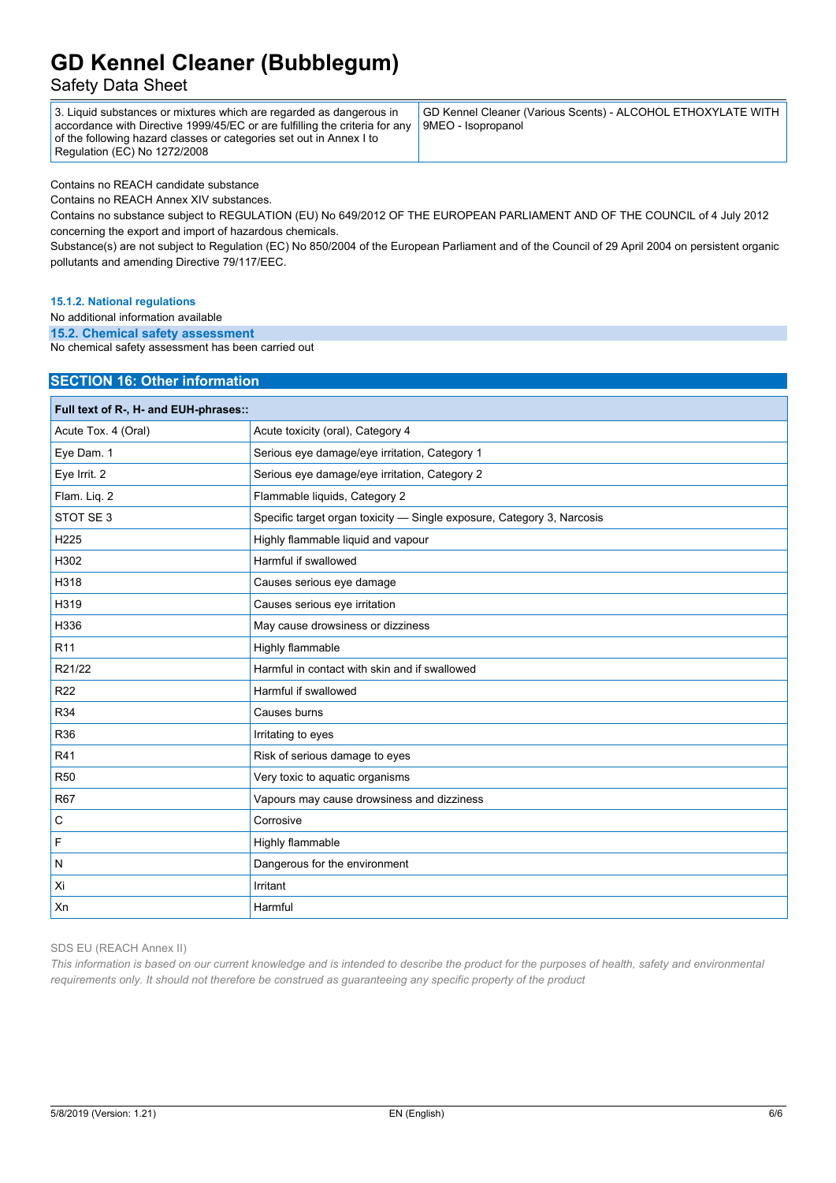| | |
|---|---|
| 3. Liquid substances or mixtures which are regarded as dangerous in accordance with Directive 1999/45/EC or are fulfilling the criteria for any of the following hazard classes or categories set out in Annex I to Regulation (EC) No 1272/2008 | GD Kennel Cleaner (Various Scents) - ALCOHOL ETHOXYLATE WITH 9MEO - Isopropanol |

Contains no REACH candidate substance

Contains no REACH Annex XIV substances.

Contains no substance subject to REGULATION (EU) No 649/2012 OF THE EUROPEAN PARLIAMENT AND OF THE COUNCIL of 4 July 2012 concerning the export and import of hazardous chemicals.

Substance(s) are not subject to Regulation (EC) No 850/2004 of the European Parliament and of the Council of 29 April 2004 on persistent organic pollutants and amending Directive 79/117/EEC.

#### 15.1.2. National regulations

No additional information available

### 15.2. Chemical safety assessment

No chemical safety assessment has been carried out

## SECTION 16: Other information

| Full text of R-, H- and EUH-phrases:: | |
|---|---|
| Acute Tox. 4 (Oral) | Acute toxicity (oral), Category 4 |
| Eye Dam. 1 | Serious eye damage/eye irritation, Category 1 |
| Eye Irrit. 2 | Serious eye damage/eye irritation, Category 2 |
| Flam. Liq. 2 | Flammable liquids, Category 2 |
| STOT SE 3 | Specific target organ toxicity — Single exposure, Category 3, Narcosis |
| H225 | Highly flammable liquid and vapour |
| H302 | Harmful if swallowed |
| H318 | Causes serious eye damage |
| H319 | Causes serious eye irritation |
| H336 | May cause drowsiness or dizziness |
| R11 | Highly flammable |
| R21/22 | Harmful in contact with skin and if swallowed |
| R22 | Harmful if swallowed |
| R34 | Causes burns |
| R36 | Irritating to eyes |
| R41 | Risk of serious damage to eyes |
| R50 | Very toxic to aquatic organisms |
| R67 | Vapours may cause drowsiness and dizziness |
| C | Corrosive |
| F | Highly flammable |
| N | Dangerous for the environment |
| Xi | Irritant |
| Xn | Harmful |

SDS EU (REACH Annex II)

*This information is based on our current knowledge and is intended to describe the product for the purposes of health, safety and environmental requirements only. It should not therefore be construed as guaranteeing any specific property of the product*